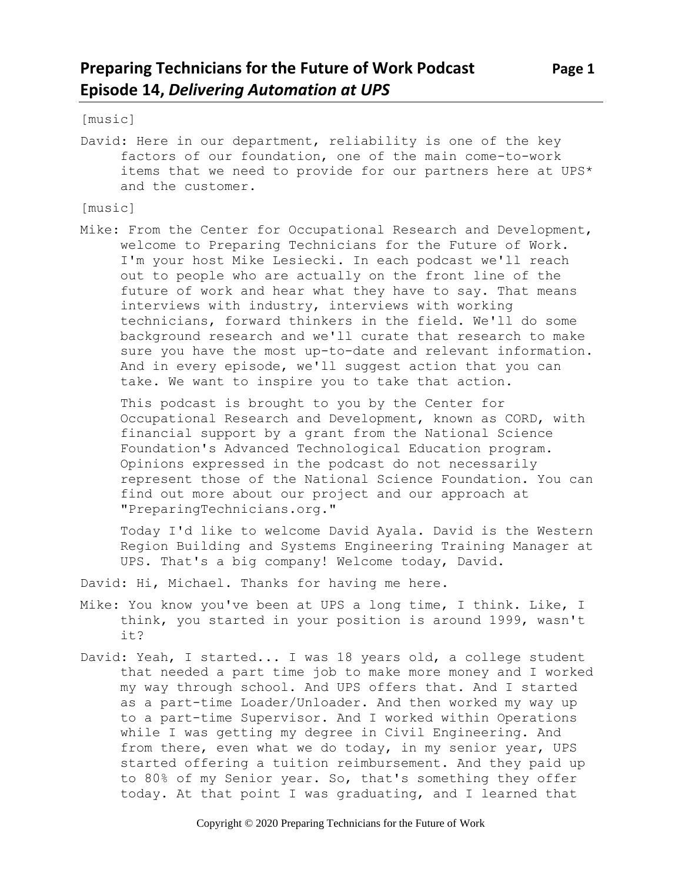# Preparing Technicians for the Future of Work Podcast
## Episode 14, *Delivering Automation at UPS*

[music]

David: Here in our department, reliability is one of the key factors of our foundation, one of the main come-to-work items that we need to provide for our partners here at UPS* and the customer.

[music]

Mike: From the Center for Occupational Research and Development, welcome to Preparing Technicians for the Future of Work. I'm your host Mike Lesiecki. In each podcast we'll reach out to people who are actually on the front line of the future of work and hear what they have to say. That means interviews with industry, interviews with working technicians, forward thinkers in the field. We'll do some background research and we'll curate that research to make sure you have the most up-to-date and relevant information. And in every episode, we'll suggest action that you can take. We want to inspire you to take that action.

This podcast is brought to you by the Center for Occupational Research and Development, known as CORD, with financial support by a grant from the National Science Foundation's Advanced Technological Education program. Opinions expressed in the podcast do not necessarily represent those of the National Science Foundation. You can find out more about our project and our approach at "PreparingTechnicians.org."

Today I'd like to welcome David Ayala. David is the Western Region Building and Systems Engineering Training Manager at UPS. That's a big company! Welcome today, David.

David: Hi, Michael. Thanks for having me here.

Mike: You know you've been at UPS a long time, I think. Like, I think, you started in your position is around 1999, wasn't it?

David: Yeah, I started... I was 18 years old, a college student that needed a part time job to make more money and I worked my way through school. And UPS offers that. And I started as a part-time Loader/Unloader. And then worked my way up to a part-time Supervisor. And I worked within Operations while I was getting my degree in Civil Engineering. And from there, even what we do today, in my senior year, UPS started offering a tuition reimbursement. And they paid up to 80% of my Senior year. So, that's something they offer today. At that point I was graduating, and I learned that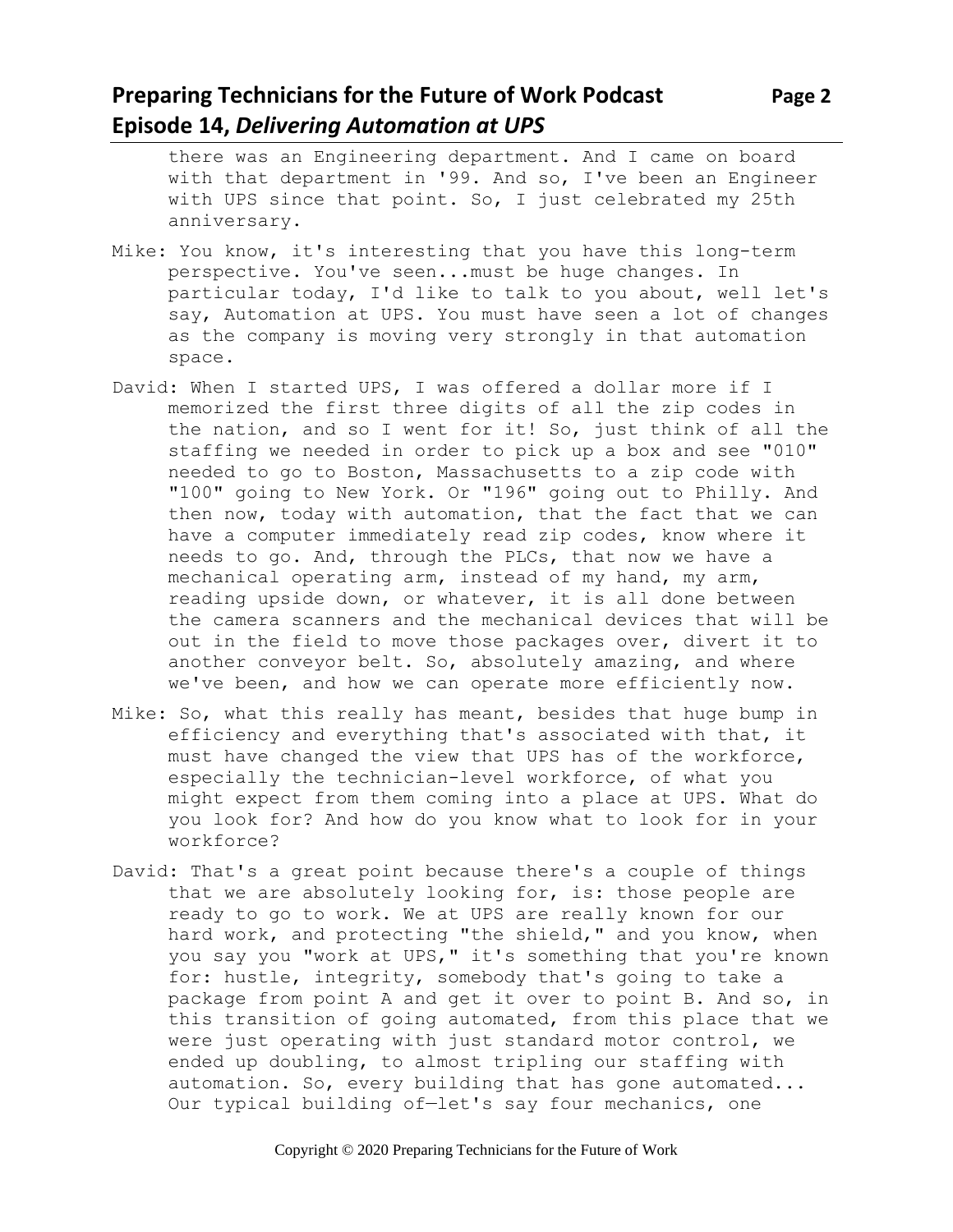there was an Engineering department. And I came on board with that department in '99. And so, I've been an Engineer with UPS since that point. So, I just celebrated my 25th anniversary.

Mike: You know, it's interesting that you have this long-term perspective. You've seen...must be huge changes. In particular today, I'd like to talk to you about, well let's say, Automation at UPS. You must have seen a lot of changes as the company is moving very strongly in that automation space.

David: When I started UPS, I was offered a dollar more if I memorized the first three digits of all the zip codes in the nation, and so I went for it! So, just think of all the staffing we needed in order to pick up a box and see "010" needed to go to Boston, Massachusetts to a zip code with "100" going to New York. Or "196" going out to Philly. And then now, today with automation, that the fact that we can have a computer immediately read zip codes, know where it needs to go. And, through the PLCs, that now we have a mechanical operating arm, instead of my hand, my arm, reading upside down, or whatever, it is all done between the camera scanners and the mechanical devices that will be out in the field to move those packages over, divert it to another conveyor belt. So, absolutely amazing, and where we've been, and how we can operate more efficiently now.

Mike: So, what this really has meant, besides that huge bump in efficiency and everything that's associated with that, it must have changed the view that UPS has of the workforce, especially the technician-level workforce, of what you might expect from them coming into a place at UPS. What do you look for? And how do you know what to look for in your workforce?

David: That's a great point because there's a couple of things that we are absolutely looking for, is: those people are ready to go to work. We at UPS are really known for our hard work, and protecting "the shield," and you know, when you say you "work at UPS," it's something that you're known for: hustle, integrity, somebody that's going to take a package from point A and get it over to point B. And so, in this transition of going automated, from this place that we were just operating with just standard motor control, we ended up doubling, to almost tripling our staffing with automation. So, every building that has gone automated... Our typical building of—let's say four mechanics, one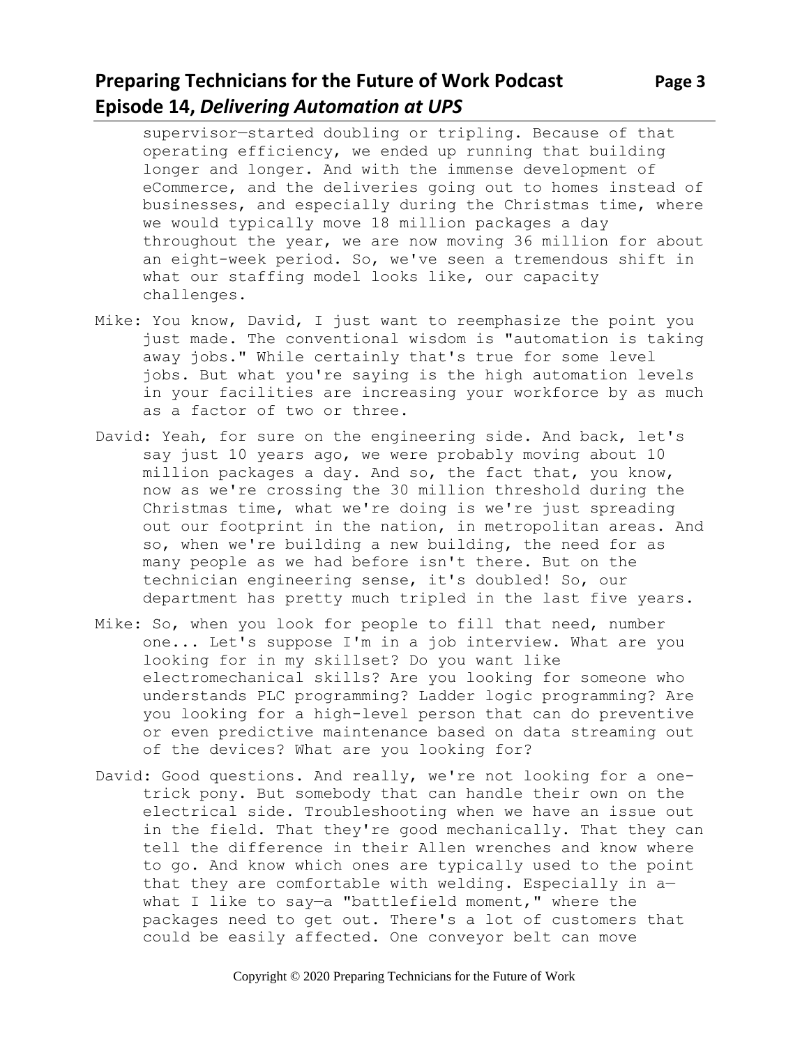supervisor—started doubling or tripling. Because of that operating efficiency, we ended up running that building longer and longer. And with the immense development of eCommerce, and the deliveries going out to homes instead of businesses, and especially during the Christmas time, where we would typically move 18 million packages a day throughout the year, we are now moving 36 million for about an eight-week period. So, we've seen a tremendous shift in what our staffing model looks like, our capacity challenges.

Mike: You know, David, I just want to reemphasize the point you just made. The conventional wisdom is "automation is taking away jobs." While certainly that's true for some level jobs. But what you're saying is the high automation levels in your facilities are increasing your workforce by as much as a factor of two or three.

David: Yeah, for sure on the engineering side. And back, let's say just 10 years ago, we were probably moving about 10 million packages a day. And so, the fact that, you know, now as we're crossing the 30 million threshold during the Christmas time, what we're doing is we're just spreading out our footprint in the nation, in metropolitan areas. And so, when we're building a new building, the need for as many people as we had before isn't there. But on the technician engineering sense, it's doubled! So, our department has pretty much tripled in the last five years.

Mike: So, when you look for people to fill that need, number one... Let's suppose I'm in a job interview. What are you looking for in my skillset? Do you want like electromechanical skills? Are you looking for someone who understands PLC programming? Ladder logic programming? Are you looking for a high-level person that can do preventive or even predictive maintenance based on data streaming out of the devices? What are you looking for?

David: Good questions. And really, we're not looking for a one-trick pony. But somebody that can handle their own on the electrical side. Troubleshooting when we have an issue out in the field. That they're good mechanically. That they can tell the difference in their Allen wrenches and know where to go. And know which ones are typically used to the point that they are comfortable with welding. Especially in a—what I like to say—a "battlefield moment," where the packages need to get out. There's a lot of customers that could be easily affected. One conveyor belt can move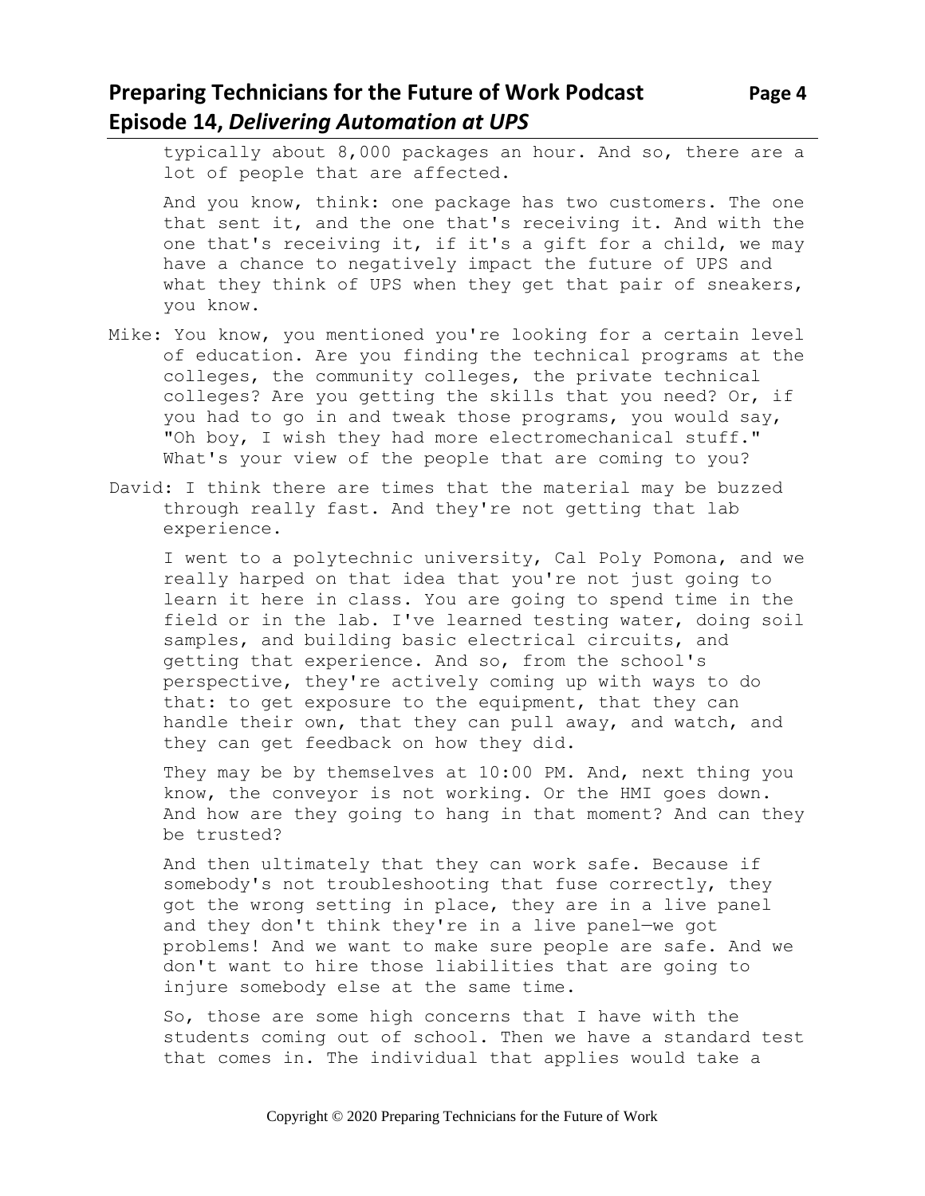typically about 8,000 packages an hour. And so, there are a lot of people that are affected.

And you know, think: one package has two customers. The one that sent it, and the one that's receiving it. And with the one that's receiving it, if it's a gift for a child, we may have a chance to negatively impact the future of UPS and what they think of UPS when they get that pair of sneakers, you know.

Mike: You know, you mentioned you're looking for a certain level of education. Are you finding the technical programs at the colleges, the community colleges, the private technical colleges? Are you getting the skills that you need? Or, if you had to go in and tweak those programs, you would say, "Oh boy, I wish they had more electromechanical stuff." What's your view of the people that are coming to you?

David: I think there are times that the material may be buzzed through really fast. And they're not getting that lab experience.

I went to a polytechnic university, Cal Poly Pomona, and we really harped on that idea that you're not just going to learn it here in class. You are going to spend time in the field or in the lab. I've learned testing water, doing soil samples, and building basic electrical circuits, and getting that experience. And so, from the school's perspective, they're actively coming up with ways to do that: to get exposure to the equipment, that they can handle their own, that they can pull away, and watch, and they can get feedback on how they did.

They may be by themselves at 10:00 PM. And, next thing you know, the conveyor is not working. Or the HMI goes down. And how are they going to hang in that moment? And can they be trusted?

And then ultimately that they can work safe. Because if somebody's not troubleshooting that fuse correctly, they got the wrong setting in place, they are in a live panel and they don't think they're in a live panel—we got problems! And we want to make sure people are safe. And we don't want to hire those liabilities that are going to injure somebody else at the same time.

So, those are some high concerns that I have with the students coming out of school. Then we have a standard test that comes in. The individual that applies would take a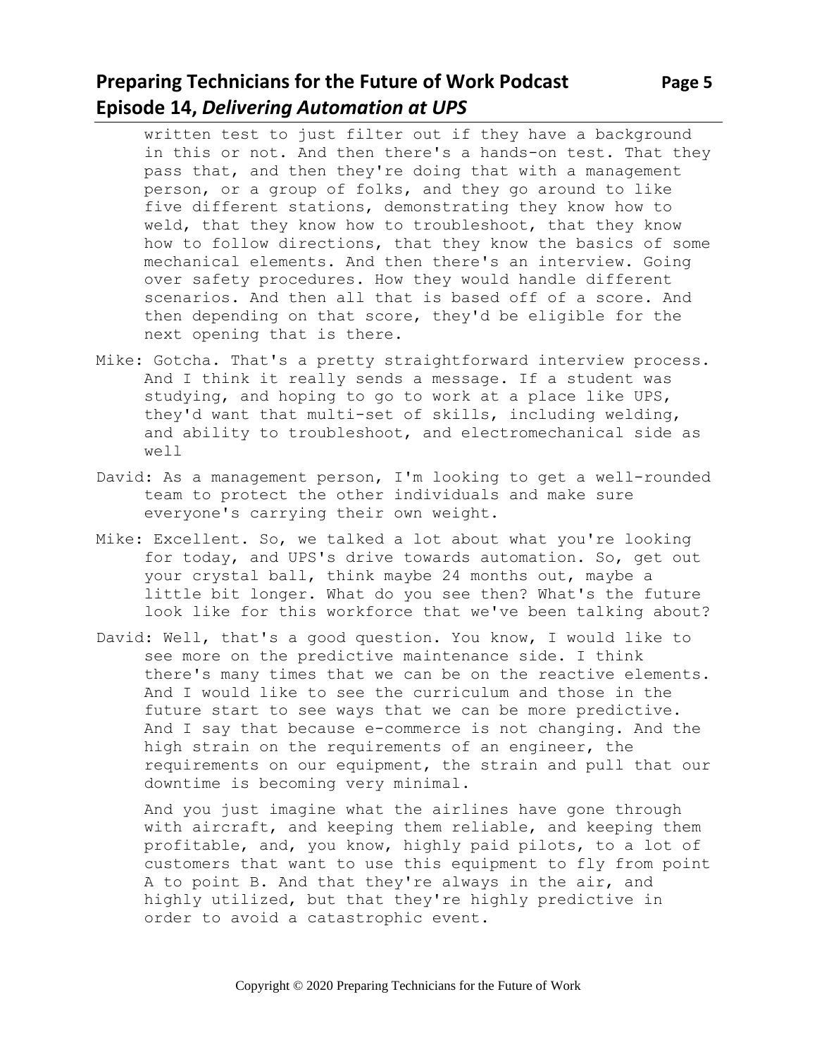written test to just filter out if they have a background in this or not. And then there's a hands-on test. That they pass that, and then they're doing that with a management person, or a group of folks, and they go around to like five different stations, demonstrating they know how to weld, that they know how to troubleshoot, that they know how to follow directions, that they know the basics of some mechanical elements. And then there's an interview. Going over safety procedures. How they would handle different scenarios. And then all that is based off of a score. And then depending on that score, they'd be eligible for the next opening that is there.

Mike: Gotcha. That's a pretty straightforward interview process. And I think it really sends a message. If a student was studying, and hoping to go to work at a place like UPS, they'd want that multi-set of skills, including welding, and ability to troubleshoot, and electromechanical side as well

David: As a management person, I'm looking to get a well-rounded team to protect the other individuals and make sure everyone's carrying their own weight.

Mike: Excellent. So, we talked a lot about what you're looking for today, and UPS's drive towards automation. So, get out your crystal ball, think maybe 24 months out, maybe a little bit longer. What do you see then? What's the future look like for this workforce that we've been talking about?

David: Well, that's a good question. You know, I would like to see more on the predictive maintenance side. I think there's many times that we can be on the reactive elements. And I would like to see the curriculum and those in the future start to see ways that we can be more predictive. And I say that because e-commerce is not changing. And the high strain on the requirements of an engineer, the requirements on our equipment, the strain and pull that our downtime is becoming very minimal.

And you just imagine what the airlines have gone through with aircraft, and keeping them reliable, and keeping them profitable, and, you know, highly paid pilots, to a lot of customers that want to use this equipment to fly from point A to point B. And that they're always in the air, and highly utilized, but that they're highly predictive in order to avoid a catastrophic event.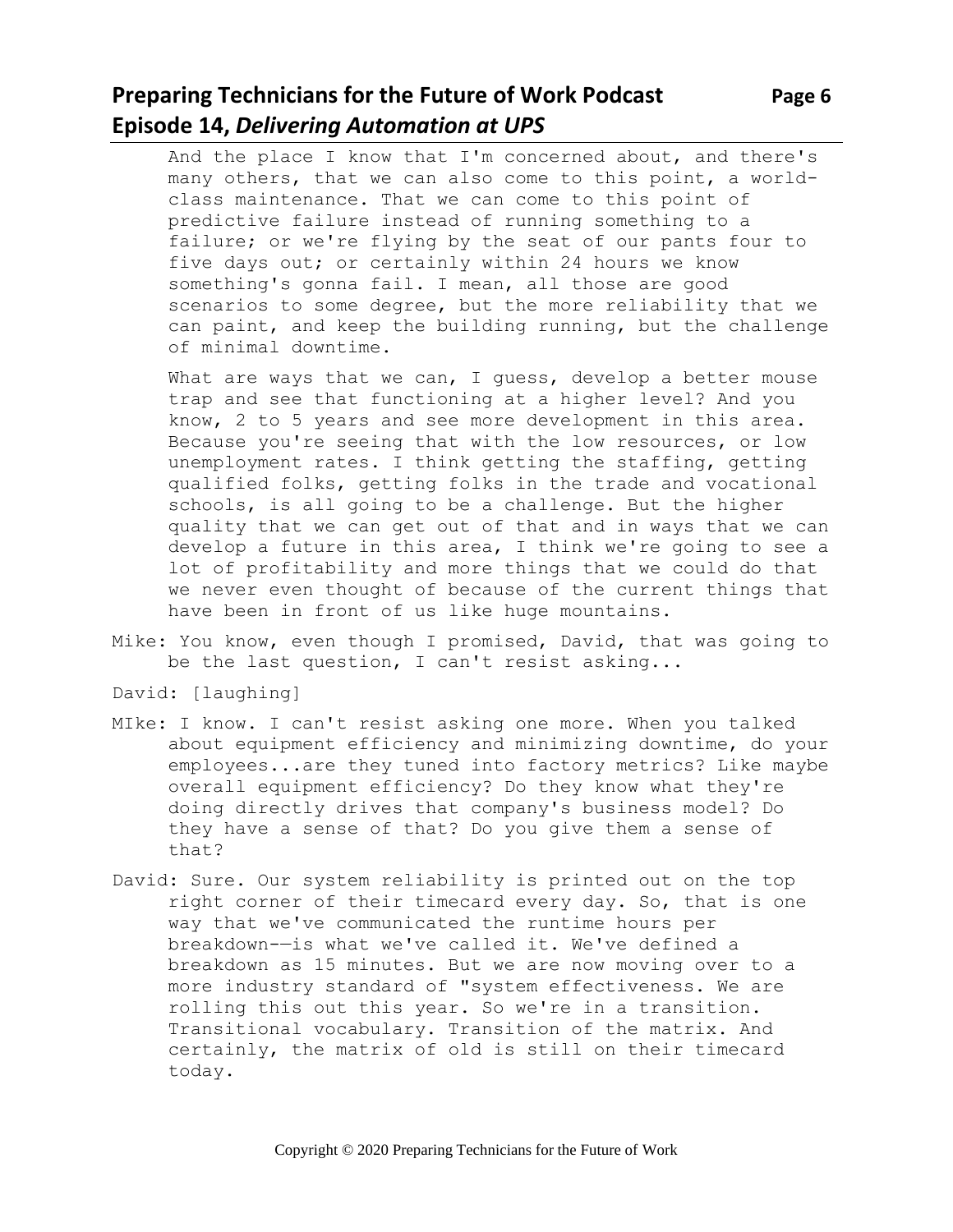And the place I know that I'm concerned about, and there's many others, that we can also come to this point, a world-class maintenance. That we can come to this point of predictive failure instead of running something to a failure; or we're flying by the seat of our pants four to five days out; or certainly within 24 hours we know something's gonna fail. I mean, all those are good scenarios to some degree, but the more reliability that we can paint, and keep the building running, but the challenge of minimal downtime.

What are ways that we can, I guess, develop a better mouse trap and see that functioning at a higher level? And you know, 2 to 5 years and see more development in this area. Because you're seeing that with the low resources, or low unemployment rates. I think getting the staffing, getting qualified folks, getting folks in the trade and vocational schools, is all going to be a challenge. But the higher quality that we can get out of that and in ways that we can develop a future in this area, I think we're going to see a lot of profitability and more things that we could do that we never even thought of because of the current things that have been in front of us like huge mountains.

Mike: You know, even though I promised, David, that was going to be the last question, I can't resist asking...

David: [laughing]

MIke: I know. I can't resist asking one more. When you talked about equipment efficiency and minimizing downtime, do your employees...are they tuned into factory metrics? Like maybe overall equipment efficiency? Do they know what they're doing directly drives that company's business model? Do they have a sense of that? Do you give them a sense of that?

David: Sure. Our system reliability is printed out on the top right corner of their timecard every day. So, that is one way that we've communicated the runtime hours per breakdown-—is what we've called it. We've defined a breakdown as 15 minutes. But we are now moving over to a more industry standard of "system effectiveness. We are rolling this out this year. So we're in a transition. Transitional vocabulary. Transition of the matrix. And certainly, the matrix of old is still on their timecard today.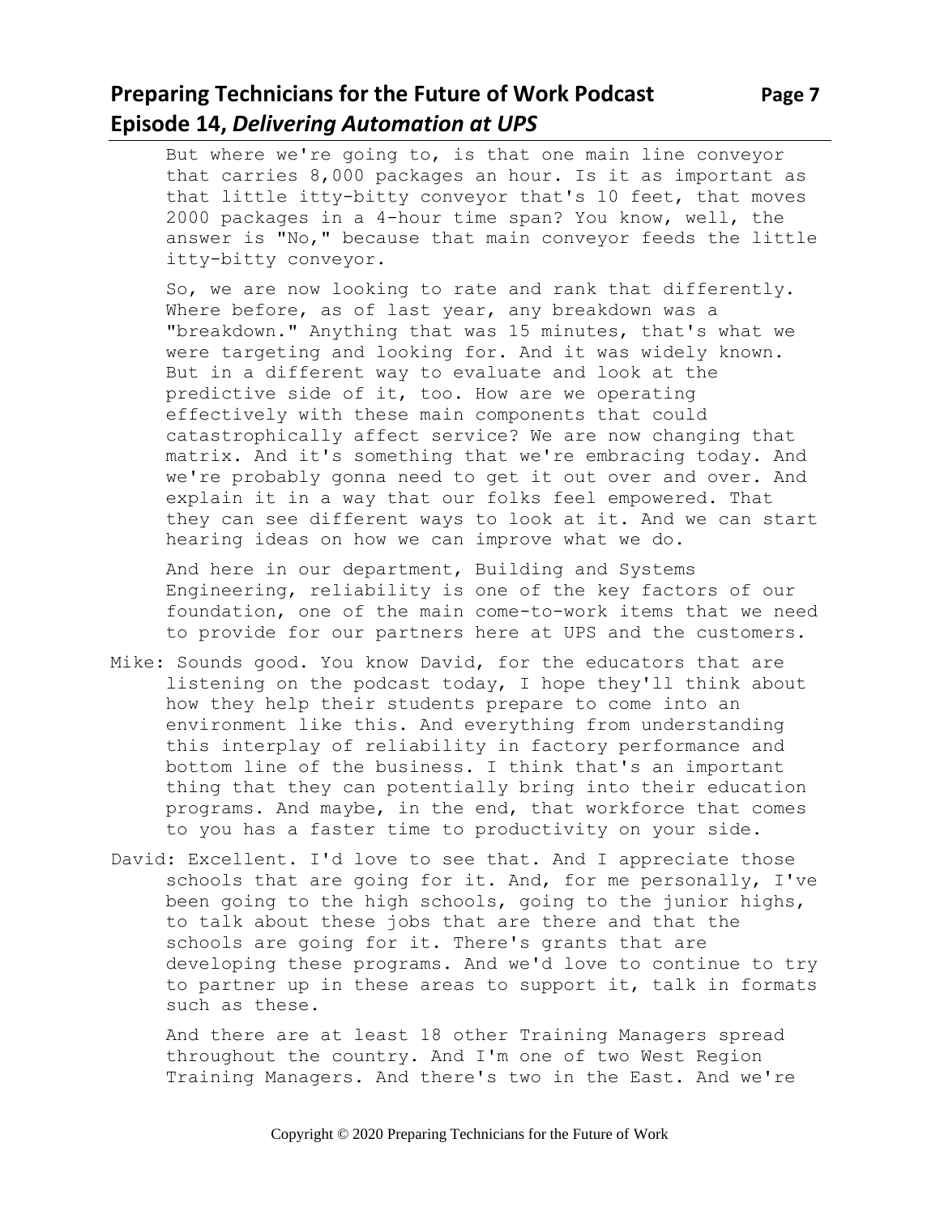But where we're going to, is that one main line conveyor that carries 8,000 packages an hour. Is it as important as that little itty-bitty conveyor that's 10 feet, that moves 2000 packages in a 4-hour time span? You know, well, the answer is "No," because that main conveyor feeds the little itty-bitty conveyor.

So, we are now looking to rate and rank that differently. Where before, as of last year, any breakdown was a "breakdown." Anything that was 15 minutes, that's what we were targeting and looking for. And it was widely known. But in a different way to evaluate and look at the predictive side of it, too. How are we operating effectively with these main components that could catastrophically affect service? We are now changing that matrix. And it's something that we're embracing today. And we're probably gonna need to get it out over and over. And explain it in a way that our folks feel empowered. That they can see different ways to look at it. And we can start hearing ideas on how we can improve what we do.

And here in our department, Building and Systems Engineering, reliability is one of the key factors of our foundation, one of the main come-to-work items that we need to provide for our partners here at UPS and the customers.

Mike: Sounds good. You know David, for the educators that are listening on the podcast today, I hope they'll think about how they help their students prepare to come into an environment like this. And everything from understanding this interplay of reliability in factory performance and bottom line of the business. I think that's an important thing that they can potentially bring into their education programs. And maybe, in the end, that workforce that comes to you has a faster time to productivity on your side.

David: Excellent. I'd love to see that. And I appreciate those schools that are going for it. And, for me personally, I've been going to the high schools, going to the junior highs, to talk about these jobs that are there and that the schools are going for it. There's grants that are developing these programs. And we'd love to continue to try to partner up in these areas to support it, talk in formats such as these.

And there are at least 18 other Training Managers spread throughout the country. And I'm one of two West Region Training Managers. And there's two in the East. And we're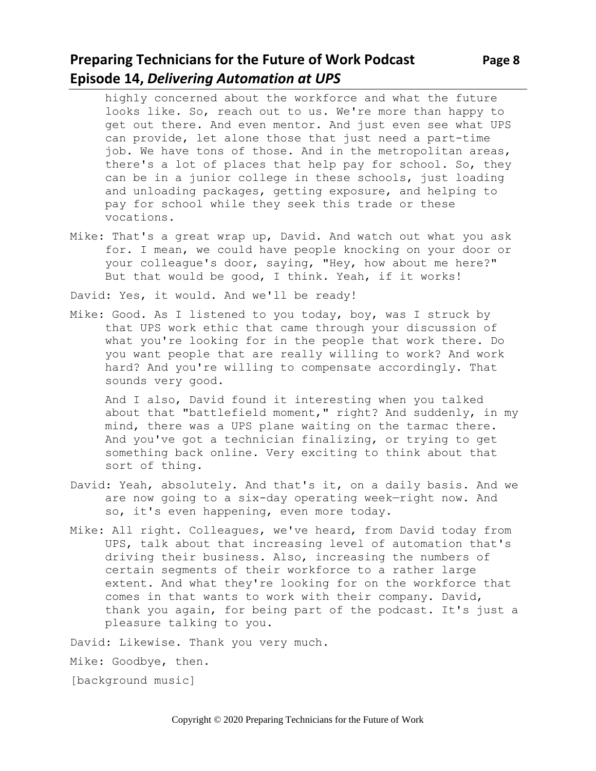highly concerned about the workforce and what the future looks like. So, reach out to us. We're more than happy to get out there. And even mentor. And just even see what UPS can provide, let alone those that just need a part-time job. We have tons of those. And in the metropolitan areas, there's a lot of places that help pay for school. So, they can be in a junior college in these schools, just loading and unloading packages, getting exposure, and helping to pay for school while they seek this trade or these vocations.

Mike: That's a great wrap up, David. And watch out what you ask for. I mean, we could have people knocking on your door or your colleague's door, saying, "Hey, how about me here?" But that would be good, I think. Yeah, if it works!

David: Yes, it would. And we'll be ready!

Mike: Good. As I listened to you today, boy, was I struck by that UPS work ethic that came through your discussion of what you're looking for in the people that work there. Do you want people that are really willing to work? And work hard? And you're willing to compensate accordingly. That sounds very good.

And I also, David found it interesting when you talked about that "battlefield moment," right? And suddenly, in my mind, there was a UPS plane waiting on the tarmac there. And you've got a technician finalizing, or trying to get something back online. Very exciting to think about that sort of thing.

David: Yeah, absolutely. And that's it, on a daily basis. And we are now going to a six-day operating week—right now. And so, it's even happening, even more today.

Mike: All right. Colleagues, we've heard, from David today from UPS, talk about that increasing level of automation that's driving their business. Also, increasing the numbers of certain segments of their workforce to a rather large extent. And what they're looking for on the workforce that comes in that wants to work with their company. David, thank you again, for being part of the podcast. It's just a pleasure talking to you.

David: Likewise. Thank you very much.

Mike: Goodbye, then.

[background music]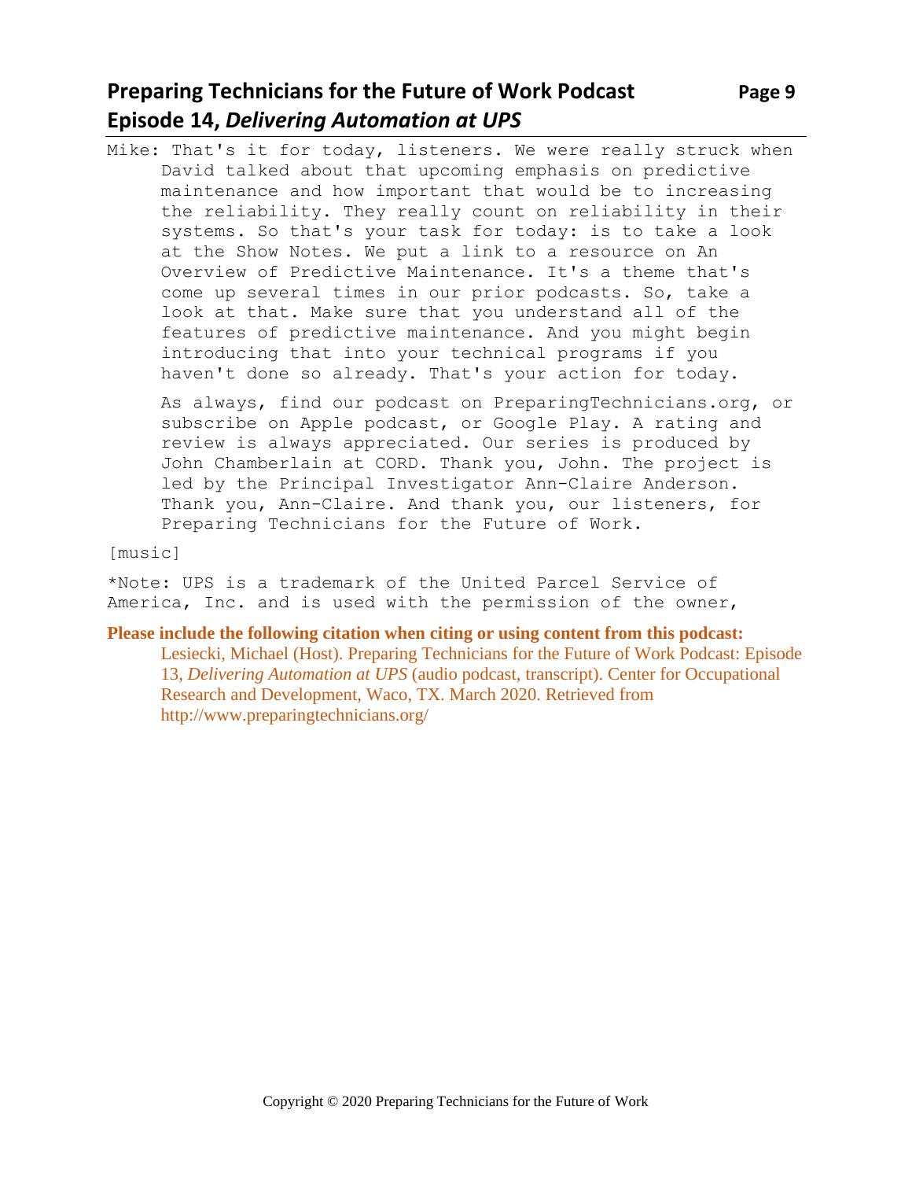Mike: That's it for today, listeners. We were really struck when David talked about that upcoming emphasis on predictive maintenance and how important that would be to increasing the reliability. They really count on reliability in their systems. So that's your task for today: is to take a look at the Show Notes. We put a link to a resource on An Overview of Predictive Maintenance. It's a theme that's come up several times in our prior podcasts. So, take a look at that. Make sure that you understand all of the features of predictive maintenance. And you might begin introducing that into your technical programs if you haven't done so already. That's your action for today.

As always, find our podcast on PreparingTechnicians.org, or subscribe on Apple podcast, or Google Play. A rating and review is always appreciated. Our series is produced by John Chamberlain at CORD. Thank you, John. The project is led by the Principal Investigator Ann-Claire Anderson. Thank you, Ann-Claire. And thank you, our listeners, for Preparing Technicians for the Future of Work.

[music]

*Note: UPS is a trademark of the United Parcel Service of America, Inc. and is used with the permission of the owner,

**Please include the following citation when citing or using content from this podcast:**

Lesiecki, Michael (Host). Preparing Technicians for the Future of Work Podcast: Episode 13, *Delivering Automation at UPS* (audio podcast, transcript). Center for Occupational Research and Development, Waco, TX. March 2020. Retrieved from http://www.preparingtechnicians.org/

Copyright © 2020 Preparing Technicians for the Future of Work